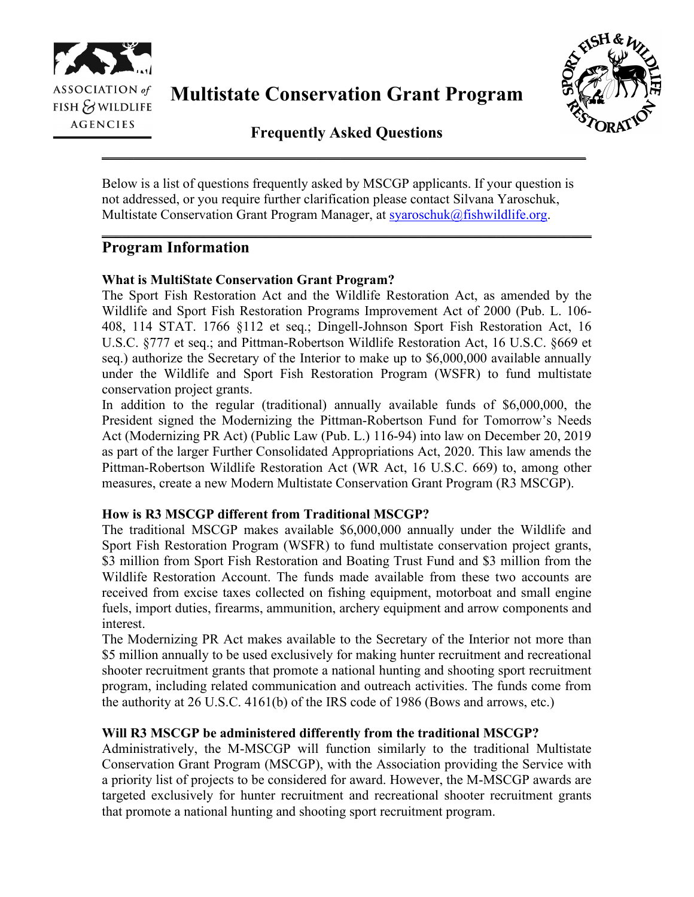ASSOCIATION *of* FISH & WILDLIFE AGENCIES

# Multistate Conservation Grant Program

## Frequently Asked Questions

Below is a list of questions frequently asked by MSCGP applicants. If your question is not addressed, or you require further clarification please contact Silvana Yaroschuk, Multistate Conservation Grant Program Manager, at syaroschuk@fishwildlife.org.

## Program Information

**What is MultiState Conservation Grant Program?**

The Sport Fish Restoration Act and the Wildlife Restoration Act, as amended by the Wildlife and Sport Fish Restoration Programs Improvement Act of 2000 (Pub. L. 106-408, 114 STAT. 1766 §112 et seq.; Dingell-Johnson Sport Fish Restoration Act, 16 U.S.C. §777 et seq.; and Pittman-Robertson Wildlife Restoration Act, 16 U.S.C. §669 et seq.) authorize the Secretary of the Interior to make up to $6,000,000 available annually under the Wildlife and Sport Fish Restoration Program (WSFR) to fund multistate conservation project grants.

In addition to the regular (traditional) annually available funds of $6,000,000, the President signed the Modernizing the Pittman-Robertson Fund for Tomorrow's Needs Act (Modernizing PR Act) (Public Law (Pub. L.) 116-94) into law on December 20, 2019 as part of the larger Further Consolidated Appropriations Act, 2020. This law amends the Pittman-Robertson Wildlife Restoration Act (WR Act, 16 U.S.C. 669) to, among other measures, create a new Modern Multistate Conservation Grant Program (R3 MSCGP).

**How is R3 MSCGP different from Traditional MSCGP?**

The traditional MSCGP makes available $6,000,000 annually under the Wildlife and Sport Fish Restoration Program (WSFR) to fund multistate conservation project grants, $3 million from Sport Fish Restoration and Boating Trust Fund and $3 million from the Wildlife Restoration Account. The funds made available from these two accounts are received from excise taxes collected on fishing equipment, motorboat and small engine fuels, import duties, firearms, ammunition, archery equipment and arrow components and interest.

The Modernizing PR Act makes available to the Secretary of the Interior not more than $5 million annually to be used exclusively for making hunter recruitment and recreational shooter recruitment grants that promote a national hunting and shooting sport recruitment program, including related communication and outreach activities. The funds come from the authority at 26 U.S.C. 4161(b) of the IRS code of 1986 (Bows and arrows, etc.)

**Will R3 MSCGP be administered differently from the traditional MSCGP?**

Administratively, the M-MSCGP will function similarly to the traditional Multistate Conservation Grant Program (MSCGP), with the Association providing the Service with a priority list of projects to be considered for award. However, the M-MSCGP awards are targeted exclusively for hunter recruitment and recreational shooter recruitment grants that promote a national hunting and shooting sport recruitment program.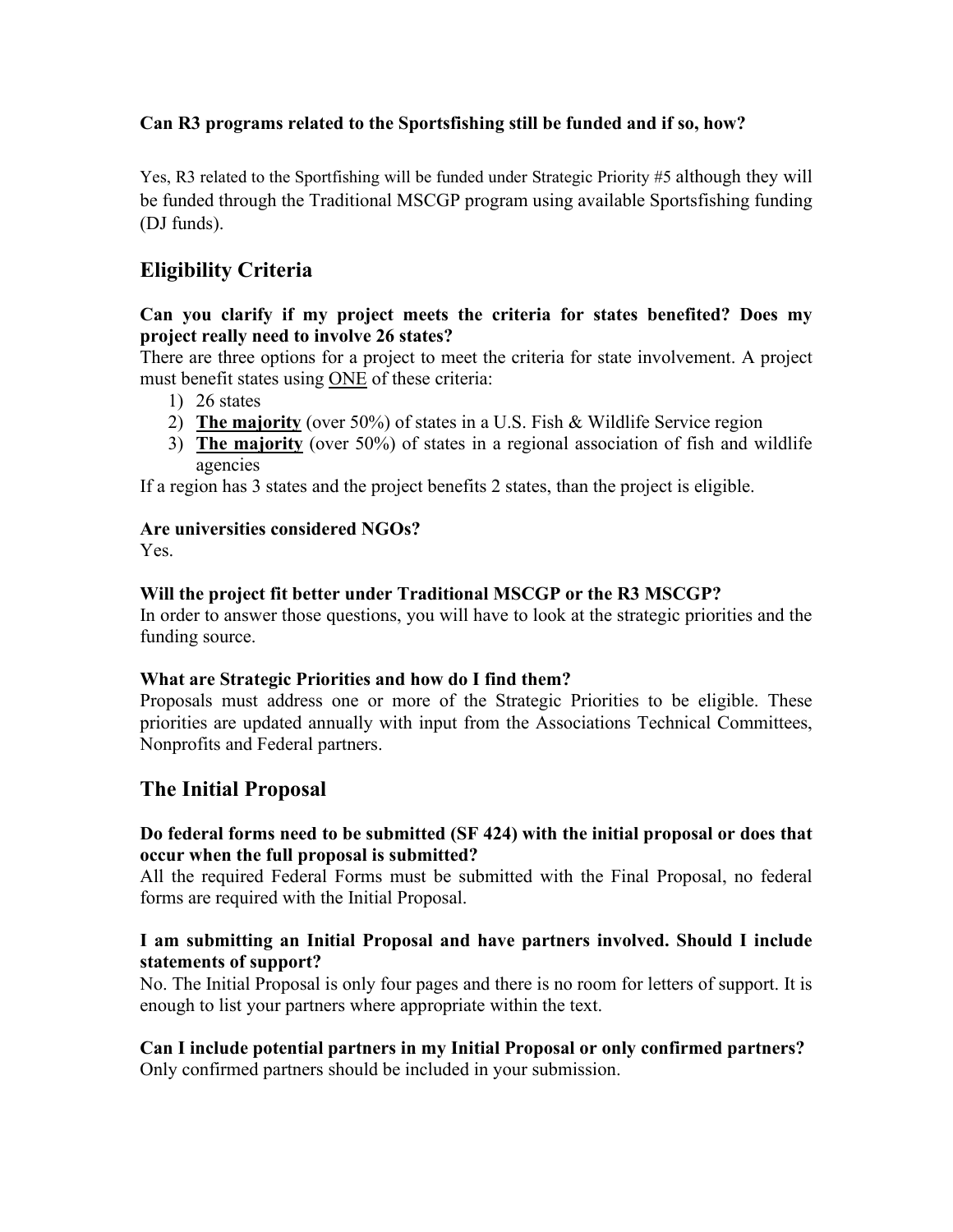**Can R3 programs related to the Sportsfishing still be funded and if so, how?**

Yes, R3 related to the Sportfishing will be funded under Strategic Priority #5 although they will be funded through the Traditional MSCGP program using available Sportsfishing funding (DJ funds).

## Eligibility Criteria

**Can you clarify if my project meets the criteria for states benefited? Does my project really need to involve 26 states?**

There are three options for a project to meet the criteria for state involvement. A project must benefit states using ONE of these criteria:

1) 26 states
2) **The majority** (over 50%) of states in a U.S. Fish & Wildlife Service region
3) **The majority** (over 50%) of states in a regional association of fish and wildlife agencies

If a region has 3 states and the project benefits 2 states, than the project is eligible.

**Are universities considered NGOs?**

Yes.

**Will the project fit better under Traditional MSCGP or the R3 MSCGP?**

In order to answer those questions, you will have to look at the strategic priorities and the funding source.

**What are Strategic Priorities and how do I find them?**

Proposals must address one or more of the Strategic Priorities to be eligible. These priorities are updated annually with input from the Associations Technical Committees, Nonprofits and Federal partners.

## The Initial Proposal

**Do federal forms need to be submitted (SF 424) with the initial proposal or does that occur when the full proposal is submitted?**

All the required Federal Forms must be submitted with the Final Proposal, no federal forms are required with the Initial Proposal.

**I am submitting an Initial Proposal and have partners involved. Should I include statements of support?**

No. The Initial Proposal is only four pages and there is no room for letters of support. It is enough to list your partners where appropriate within the text.

**Can I include potential partners in my Initial Proposal or only confirmed partners?**

Only confirmed partners should be included in your submission.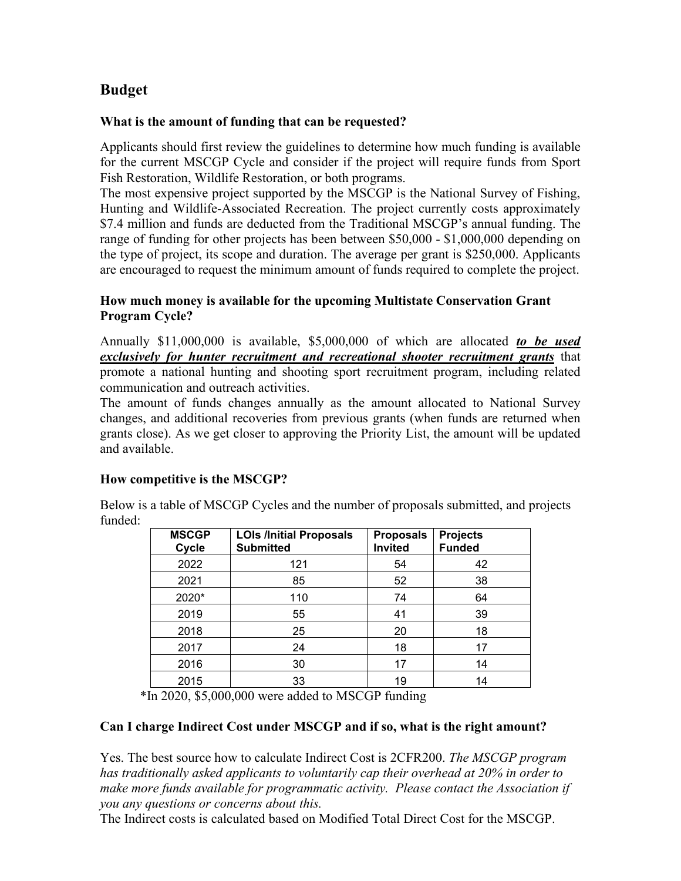## Budget

### What is the amount of funding that can be requested?

Applicants should first review the guidelines to determine how much funding is available for the current MSCGP Cycle and consider if the project will require funds from Sport Fish Restoration, Wildlife Restoration, or both programs.

The most expensive project supported by the MSCGP is the National Survey of Fishing, Hunting and Wildlife-Associated Recreation. The project currently costs approximately $7.4 million and funds are deducted from the Traditional MSCGP's annual funding. The range of funding for other projects has been between $50,000 - $1,000,000 depending on the type of project, its scope and duration. The average per grant is $250,000. Applicants are encouraged to request the minimum amount of funds required to complete the project.

### How much money is available for the upcoming Multistate Conservation Grant Program Cycle?

Annually $11,000,000 is available, $5,000,000 of which are allocated ***to be used exclusively for hunter recruitment and recreational shooter recruitment grants*** that promote a national hunting and shooting sport recruitment program, including related communication and outreach activities.

The amount of funds changes annually as the amount allocated to National Survey changes, and additional recoveries from previous grants (when funds are returned when grants close). As we get closer to approving the Priority List, the amount will be updated and available.

### How competitive is the MSCGP?

Below is a table of MSCGP Cycles and the number of proposals submitted, and projects funded:

| MSCGP Cycle | LOIs /Initial Proposals Submitted | Proposals Invited | Projects Funded |
|---|---|---|---|
| 2022 | 121 | 54 | 42 |
| 2021 | 85 | 52 | 38 |
| 2020* | 110 | 74 | 64 |
| 2019 | 55 | 41 | 39 |
| 2018 | 25 | 20 | 18 |
| 2017 | 24 | 18 | 17 |
| 2016 | 30 | 17 | 14 |
| 2015 | 33 | 19 | 14 |

*In 2020, $5,000,000 were added to MSCGP funding

### Can I charge Indirect Cost under MSCGP and if so, what is the right amount?

Yes. The best source how to calculate Indirect Cost is 2CFR200. *The MSCGP program has traditionally asked applicants to voluntarily cap their overhead at 20% in order to make more funds available for programmatic activity. Please contact the Association if you any questions or concerns about this.*

The Indirect costs is calculated based on Modified Total Direct Cost for the MSCGP.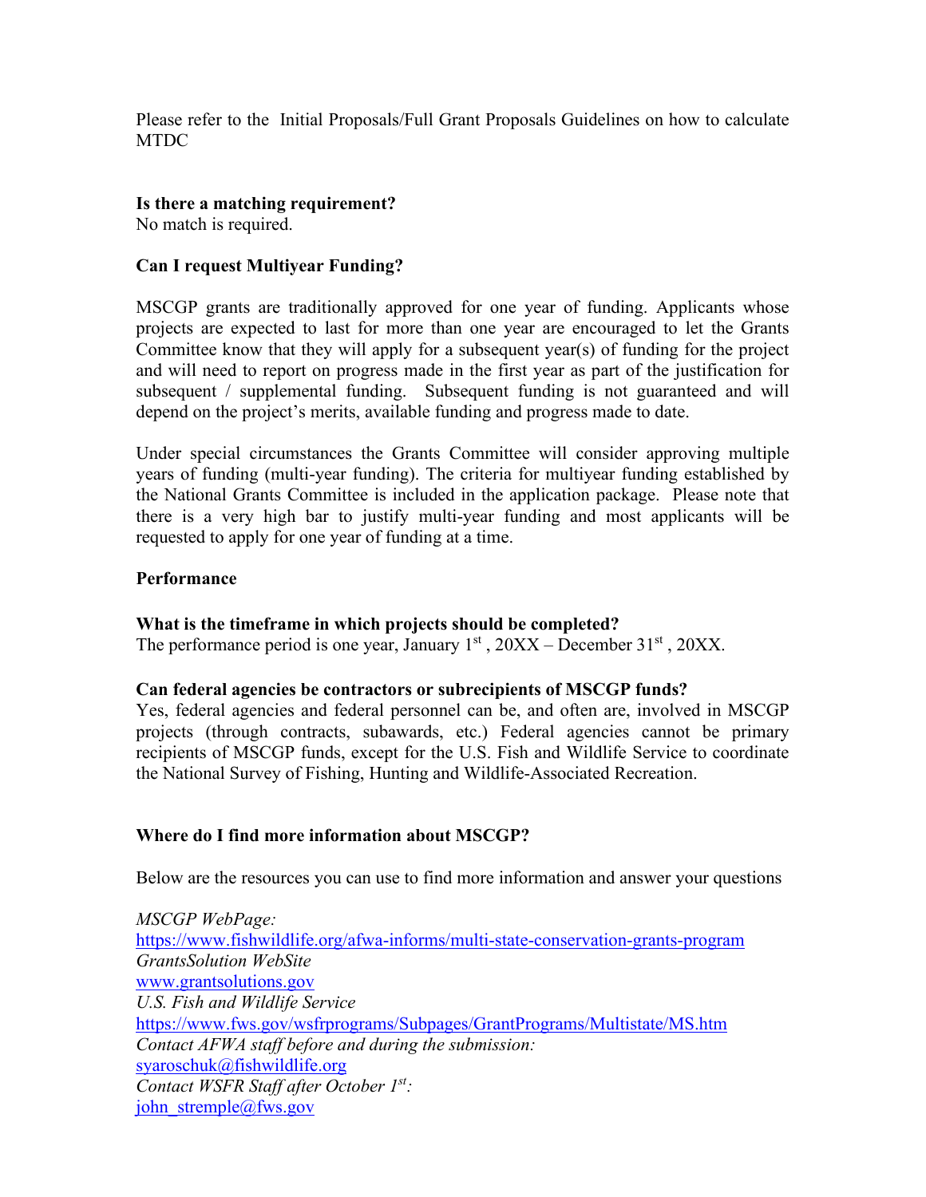Please refer to the Initial Proposals/Full Grant Proposals Guidelines on how to calculate MTDC

**Is there a matching requirement?**
No match is required.

**Can I request Multiyear Funding?**

MSCGP grants are traditionally approved for one year of funding. Applicants whose projects are expected to last for more than one year are encouraged to let the Grants Committee know that they will apply for a subsequent year(s) of funding for the project and will need to report on progress made in the first year as part of the justification for subsequent / supplemental funding. Subsequent funding is not guaranteed and will depend on the project's merits, available funding and progress made to date.

Under special circumstances the Grants Committee will consider approving multiple years of funding (multi-year funding). The criteria for multiyear funding established by the National Grants Committee is included in the application package. Please note that there is a very high bar to justify multi-year funding and most applicants will be requested to apply for one year of funding at a time.

**Performance**

**What is the timeframe in which projects should be completed?**
The performance period is one year, January 1st, 20XX – December 31st, 20XX.

**Can federal agencies be contractors or subrecipients of MSCGP funds?**
Yes, federal agencies and federal personnel can be, and often are, involved in MSCGP projects (through contracts, subawards, etc.) Federal agencies cannot be primary recipients of MSCGP funds, except for the U.S. Fish and Wildlife Service to coordinate the National Survey of Fishing, Hunting and Wildlife-Associated Recreation.

**Where do I find more information about MSCGP?**

Below are the resources you can use to find more information and answer your questions

*MSCGP WebPage:*
https://www.fishwildlife.org/afwa-informs/multi-state-conservation-grants-program
*GrantsSolution WebSite*
www.grantsolutions.gov
*U.S. Fish and Wildlife Service*
https://www.fws.gov/wsfrprograms/Subpages/GrantPrograms/Multistate/MS.htm
*Contact AFWA staff before and during the submission:*
syaroschuk@fishwildlife.org
*Contact WSFR Staff after October 1st:*
john_stremple@fws.gov